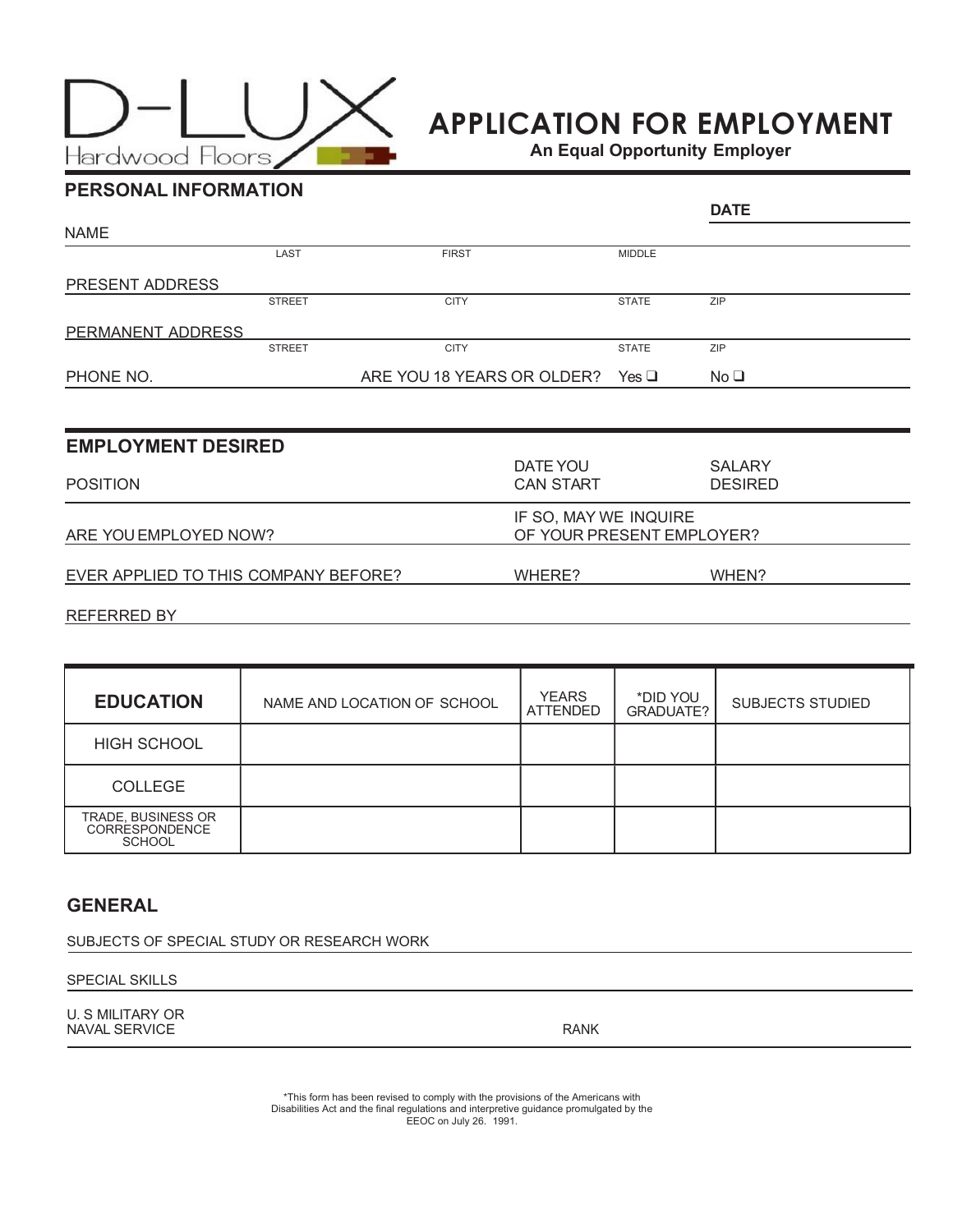D-LUX Hardwood Floors

# APPLICATION FOR EMPLOYMENT

**An Equal Opportunity Employer**

## PERSONAL INFORMATION

**DATE**

NAME
LAST FIRST MIDDLE

PRESENT ADDRESS
STREET CITY STATE ZIP

PERMANENT ADDRESS
STREET CITY STATE ZIP

PHONE NO. ARE YOU 18 YEARS OR OLDER? Yes ❑ No ❑

## EMPLOYMENT DESIRED

POSITION DATE YOU CAN START SALARY DESIRED

ARE YOU EMPLOYED NOW? IF SO, MAY WE INQUIRE OF YOUR PRESENT EMPLOYER?

EVER APPLIED TO THIS COMPANY BEFORE? WHERE? WHEN?

REFERRED BY

| **EDUCATION** | NAME AND LOCATION OF SCHOOL | YEARS ATTENDED | *DID YOU GRADUATE? | SUBJECTS STUDIED |
|---|---|---|---|---|
| HIGH SCHOOL | | | | |
| COLLEGE | | | | |
| TRADE, BUSINESS OR CORRESPONDENCE SCHOOL | | | | |

## GENERAL

SUBJECTS OF SPECIAL STUDY OR RESEARCH WORK

SPECIAL SKILLS

U. S MILITARY OR NAVAL SERVICE RANK

*This form has been revised to comply with the provisions of the Americans with Disabilities Act and the final regulations and interpretive guidance promulgated by the EEOC on July 26. 1991.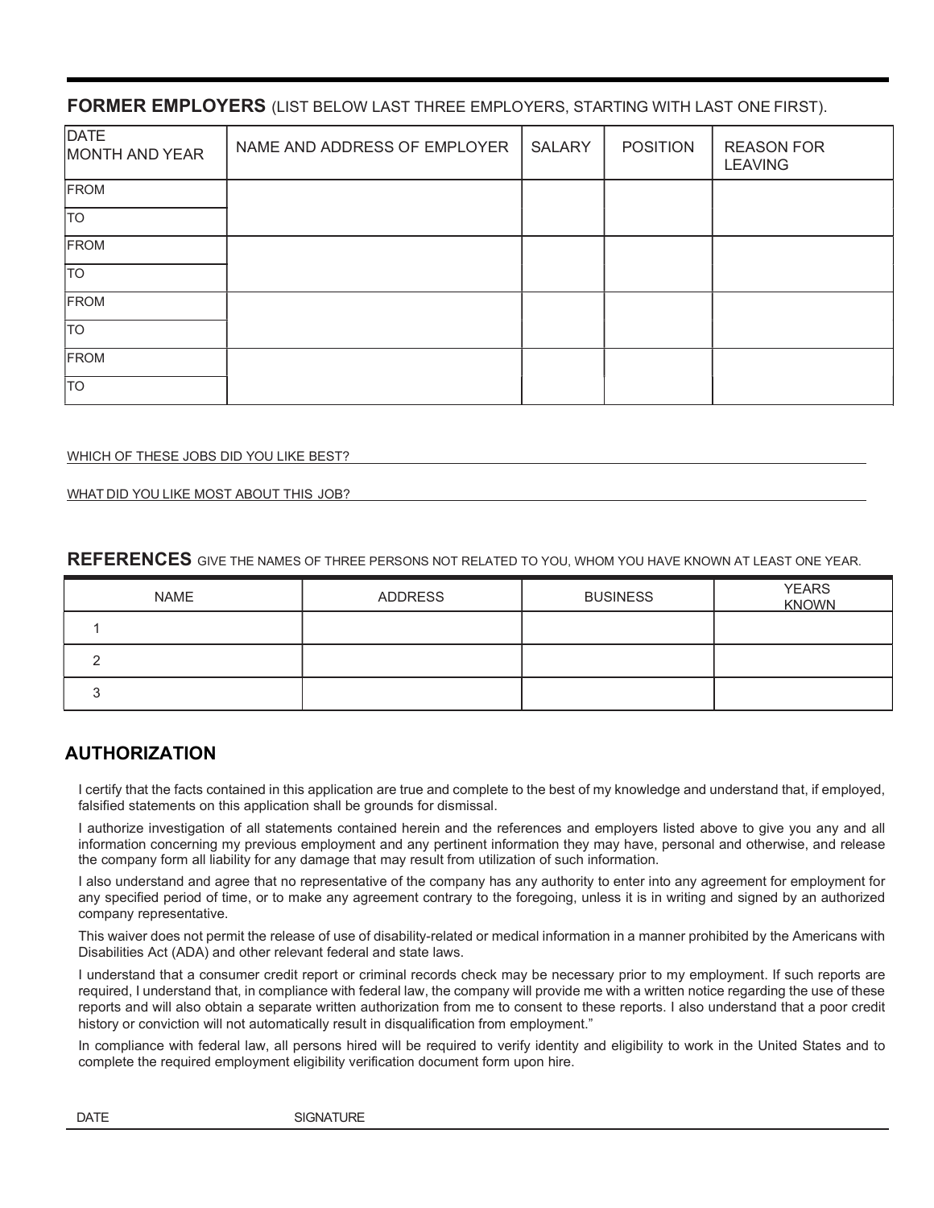## FORMER EMPLOYERS (LIST BELOW LAST THREE EMPLOYERS, STARTING WITH LAST ONE FIRST).

| DATE MONTH AND YEAR | NAME AND ADDRESS OF EMPLOYER | SALARY | POSITION | REASON FOR LEAVING |
|---|---|---|---|---|
| FROM | | | | |
| TO | | | | |
| FROM | | | | |
| TO | | | | |
| FROM | | | | |
| TO | | | | |
| FROM | | | | |
| TO | | | | |

WHICH OF THESE JOBS DID YOU LIKE BEST? ______________________________

WHAT DID YOU LIKE MOST ABOUT THIS JOB? ______________________________

## REFERENCES GIVE THE NAMES OF THREE PERSONS NOT RELATED TO YOU, WHOM YOU HAVE KNOWN AT LEAST ONE YEAR.

| NAME | ADDRESS | BUSINESS | YEARS KNOWN |
|---|---|---|---|
| 1 | | | |
| 2 | | | |
| 3 | | | |

## AUTHORIZATION

I certify that the facts contained in this application are true and complete to the best of my knowledge and understand that, if employed, falsified statements on this application shall be grounds for dismissal.

I authorize investigation of all statements contained herein and the references and employers listed above to give you any and all information concerning my previous employment and any pertinent information they may have, personal and otherwise, and release the company form all liability for any damage that may result from utilization of such information.

I also understand and agree that no representative of the company has any authority to enter into any agreement for employment for any specified period of time, or to make any agreement contrary to the foregoing, unless it is in writing and signed by an authorized company representative.

This waiver does not permit the release of use of disability-related or medical information in a manner prohibited by the Americans with Disabilities Act (ADA) and other relevant federal and state laws.

I understand that a consumer credit report or criminal records check may be necessary prior to my employment. If such reports are required, I understand that, in compliance with federal law, the company will provide me with a written notice regarding the use of these reports and will also obtain a separate written authorization from me to consent to these reports. I also understand that a poor credit history or conviction will not automatically result in disqualification from employment."

In compliance with federal law, all persons hired will be required to verify identity and eligibility to work in the United States and to complete the required employment eligibility verification document form upon hire.

DATE ______________________ SIGNATURE ______________________________